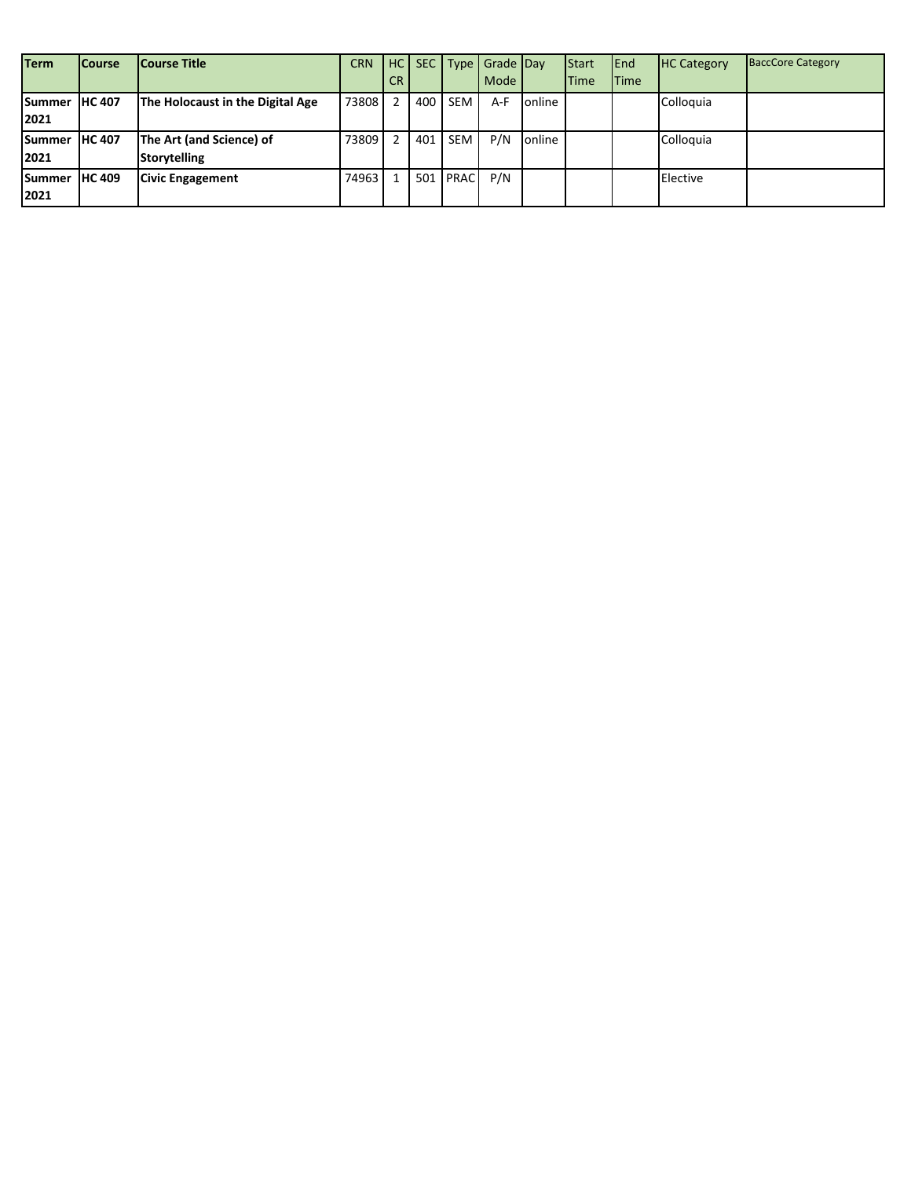| Term | Course | Course Title | CRN | HC CR | SEC | Type | Grade Mode | Day | Start Time | End Time | HC Category | BaccCore Category |
|---|---|---|---|---|---|---|---|---|---|---|---|---|
| **Summer 2021** | **HC 407** | **The Holocaust in the Digital Age** | 73808 | 2 | 400 | SEM | A-F | online | | | Colloquia | |
| **Summer 2021** | **HC 407** | **The Art (and Science) of Storytelling** | 73809 | 2 | 401 | SEM | P/N | online | | | Colloquia | |
| **Summer 2021** | **HC 409** | **Civic Engagement** | 74963 | 1 | 501 | PRAC | P/N | | | | Elective | |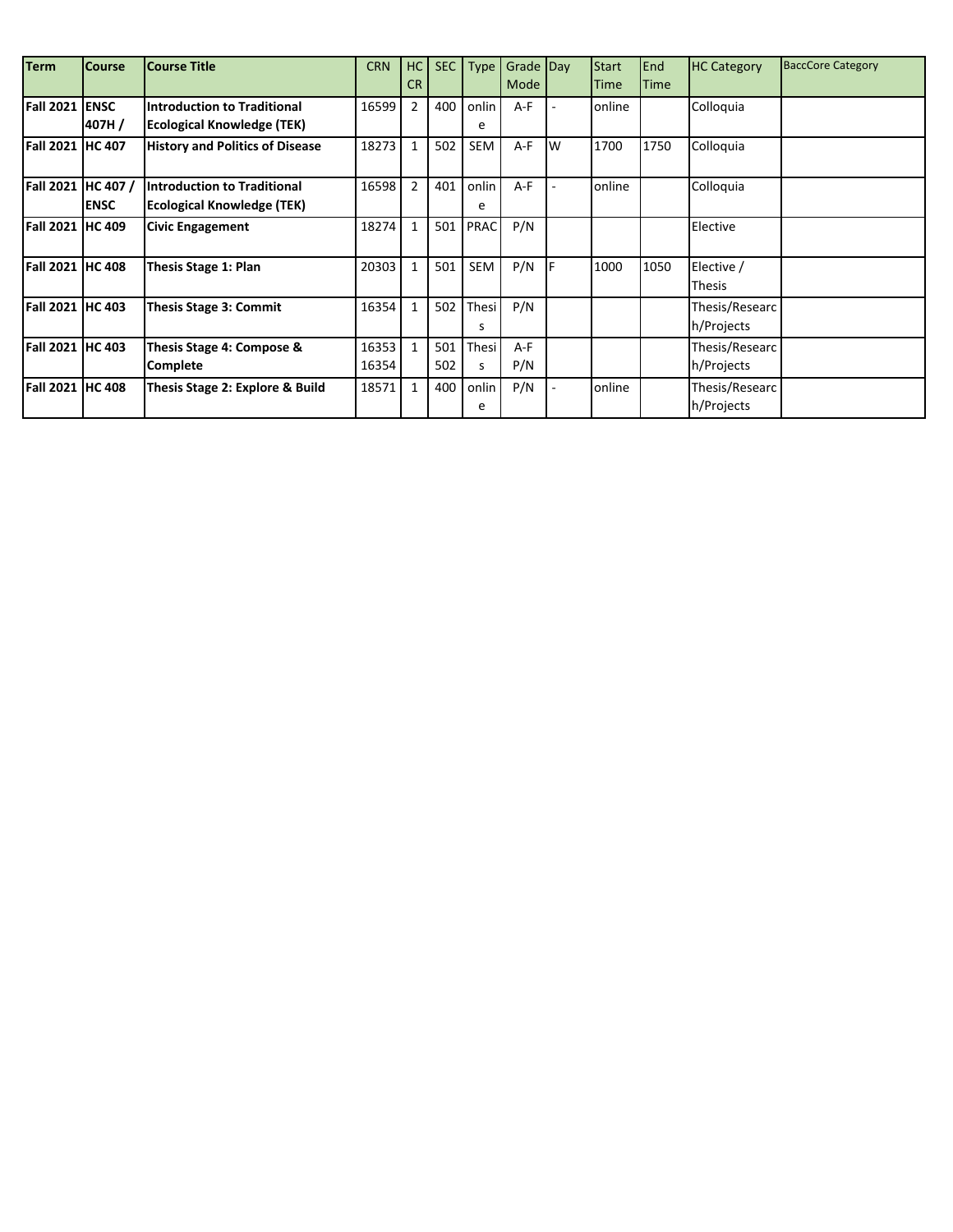| Term | Course | Course Title | CRN | HC CR | SEC | Type | Grade Mode | Day | Start Time | End Time | HC Category | BaccCore Category |
|---|---|---|---|---|---|---|---|---|---|---|---|---|
| **Fall 2021** | **ENSC 407H /** | **Introduction to Traditional Ecological Knowledge (TEK)** | 16599 | 2 | 400 | online | A-F | - | online | | Colloquia | |
| **Fall 2021** | **HC 407** | **History and Politics of Disease** | 18273 | 1 | 502 | SEM | A-F | W | 1700 | 1750 | Colloquia | |
| **Fall 2021** | **HC 407 / ENSC** | **Introduction to Traditional Ecological Knowledge (TEK)** | 16598 | 2 | 401 | online | A-F | - | online | | Colloquia | |
| **Fall 2021** | **HC 409** | **Civic Engagement** | 18274 | 1 | 501 | PRAC | P/N | | | | Elective | |
| **Fall 2021** | **HC 408** | **Thesis Stage 1: Plan** | 20303 | 1 | 501 | SEM | P/N | F | 1000 | 1050 | Elective / Thesis | |
| **Fall 2021** | **HC 403** | **Thesis Stage 3: Commit** | 16354 | 1 | 502 | Thesis | P/N | | | | Thesis/Research/Projects | |
| **Fall 2021** | **HC 403** | **Thesis Stage 4: Compose & Complete** | 16353 16354 | 1 | 501 502 | Thesis | A-F P/N | | | | Thesis/Research/Projects | |
| **Fall 2021** | **HC 408** | **Thesis Stage 2: Explore & Build** | 18571 | 1 | 400 | online | P/N | - | online | | Thesis/Research/Projects | |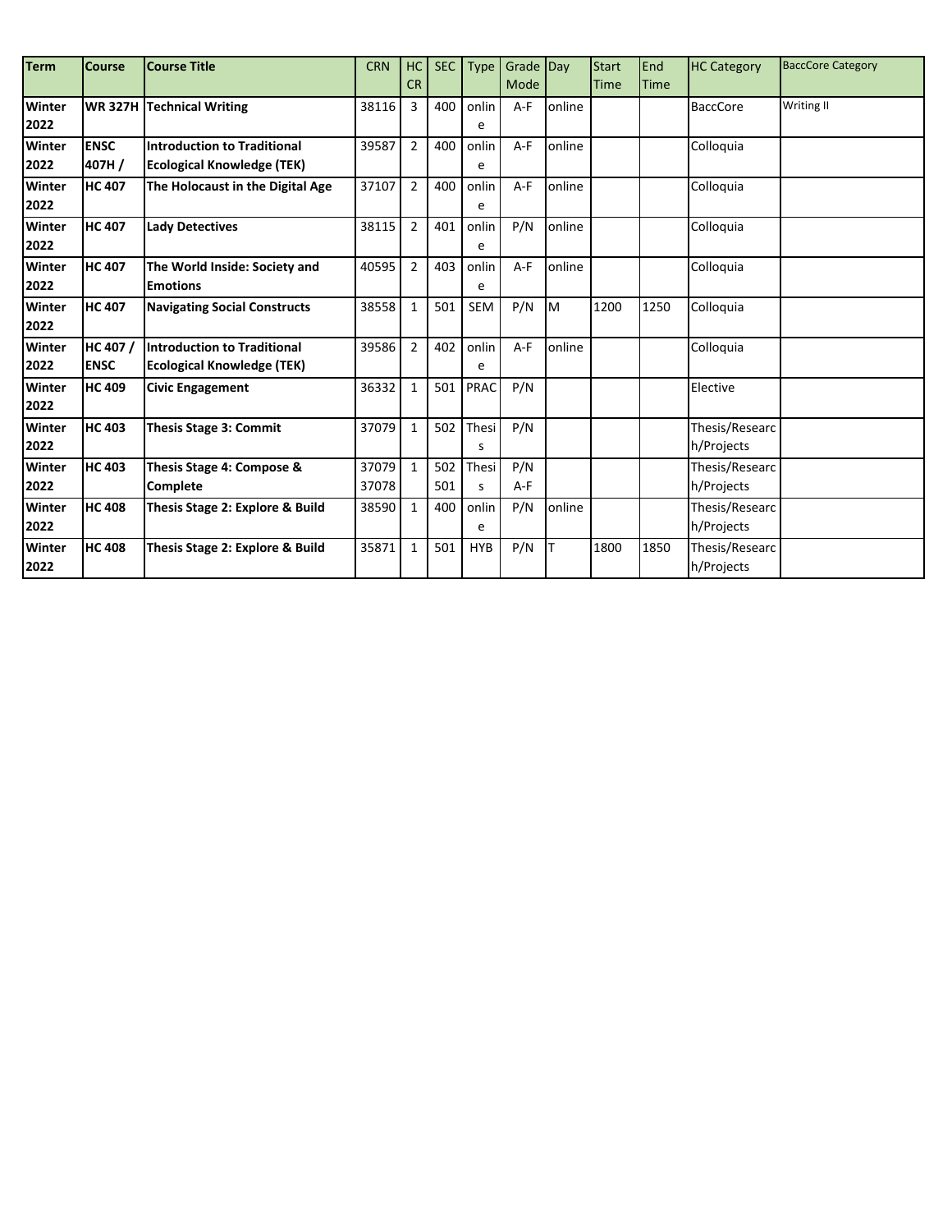| Term | Course | Course Title | CRN | HC CR | SEC | Type | Grade Mode | Day | Start Time | End Time | HC Category | BaccCore Category |
|---|---|---|---|---|---|---|---|---|---|---|---|---|
| Winter 2022 | WR 327H | Technical Writing | 38116 | 3 | 400 | online | A-F | online | | | BaccCore | Writing II |
| Winter 2022 | ENSC 407H / | Introduction to Traditional Ecological Knowledge (TEK) | 39587 | 2 | 400 | online | A-F | online | | | Colloquia | |
| Winter 2022 | HC 407 | The Holocaust in the Digital Age | 37107 | 2 | 400 | online | A-F | online | | | Colloquia | |
| Winter 2022 | HC 407 | Lady Detectives | 38115 | 2 | 401 | online | P/N | online | | | Colloquia | |
| Winter 2022 | HC 407 | The World Inside: Society and Emotions | 40595 | 2 | 403 | online | A-F | online | | | Colloquia | |
| Winter 2022 | HC 407 | Navigating Social Constructs | 38558 | 1 | 501 | SEM | P/N | M | 1200 | 1250 | Colloquia | |
| Winter 2022 | HC 407 / ENSC | Introduction to Traditional Ecological Knowledge (TEK) | 39586 | 2 | 402 | online | A-F | online | | | Colloquia | |
| Winter 2022 | HC 409 | Civic Engagement | 36332 | 1 | 501 | PRAC | P/N | | | | Elective | |
| Winter 2022 | HC 403 | Thesis Stage 3: Commit | 37079 | 1 | 502 | Thesis | P/N | | | | Thesis/Research/Projects | |
| Winter 2022 | HC 403 | Thesis Stage 4: Compose & Complete | 37079 37078 | 1 | 502 501 | Thesis | P/N A-F | | | | Thesis/Research/Projects | |
| Winter 2022 | HC 408 | Thesis Stage 2: Explore & Build | 38590 | 1 | 400 | online | P/N | online | | | Thesis/Research/Projects | |
| Winter 2022 | HC 408 | Thesis Stage 2: Explore & Build | 35871 | 1 | 501 | HYB | P/N | T | 1800 | 1850 | Thesis/Research/Projects | |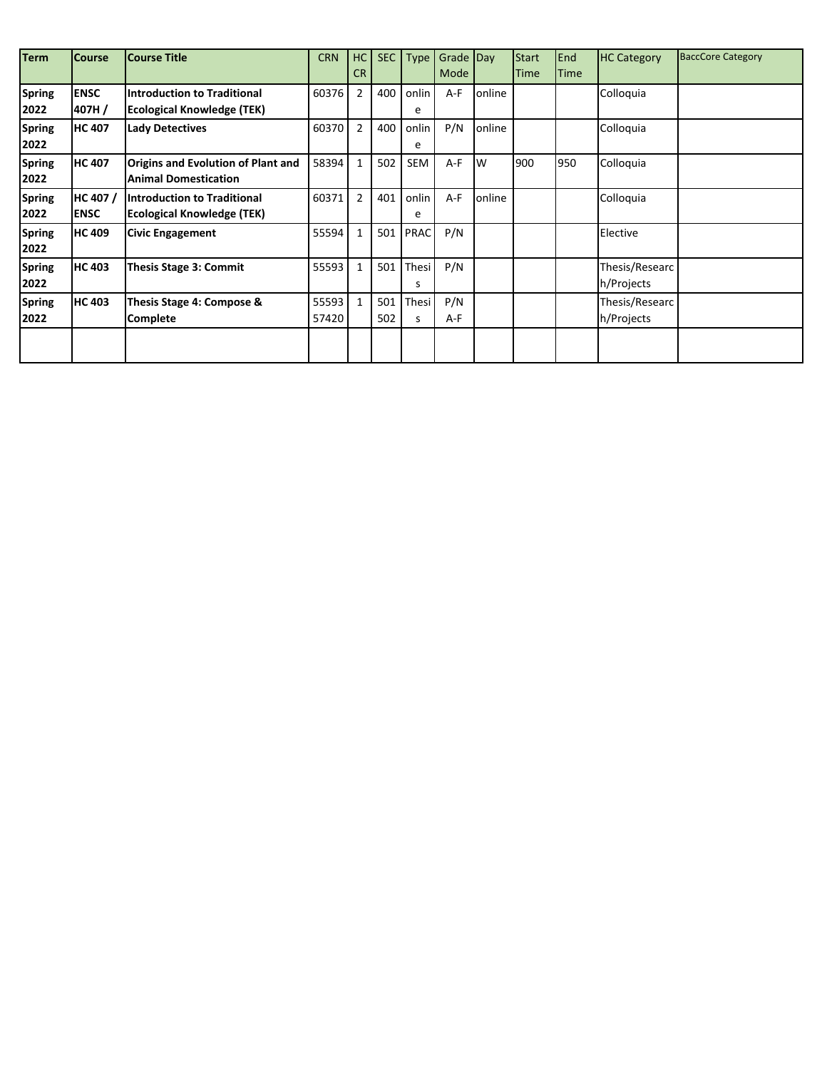| Term | Course | Course Title | CRN | HC CR | SEC | Type | Grade Mode | Day | Start Time | End Time | HC Category | BaccCore Category |
|---|---|---|---|---|---|---|---|---|---|---|---|---|
| **Spring 2022** | **ENSC 407H /** | **Introduction to Traditional Ecological Knowledge (TEK)** | 60376 | 2 | 400 | online | A-F | online | | | Colloquia | |
| **Spring 2022** | **HC 407** | **Lady Detectives** | 60370 | 2 | 400 | online | P/N | online | | | Colloquia | |
| **Spring 2022** | **HC 407** | **Origins and Evolution of Plant and Animal Domestication** | 58394 | 1 | 502 | SEM | A-F | W | 900 | 950 | Colloquia | |
| **Spring 2022** | **HC 407 / ENSC** | **Introduction to Traditional Ecological Knowledge (TEK)** | 60371 | 2 | 401 | online | A-F | online | | | Colloquia | |
| **Spring 2022** | **HC 409** | **Civic Engagement** | 55594 | 1 | 501 | PRAC | P/N | | | | Elective | |
| **Spring 2022** | **HC 403** | **Thesis Stage 3: Commit** | 55593 | 1 | 501 | Thesis | P/N | | | | Thesis/Research/Projects | |
| **Spring 2022** | **HC 403** | **Thesis Stage 4: Compose & Complete** | 55593 57420 | 1 | 501 502 | Thesis | P/N A-F | | | | Thesis/Research/Projects | |
| | | | | | | | | | | | | |